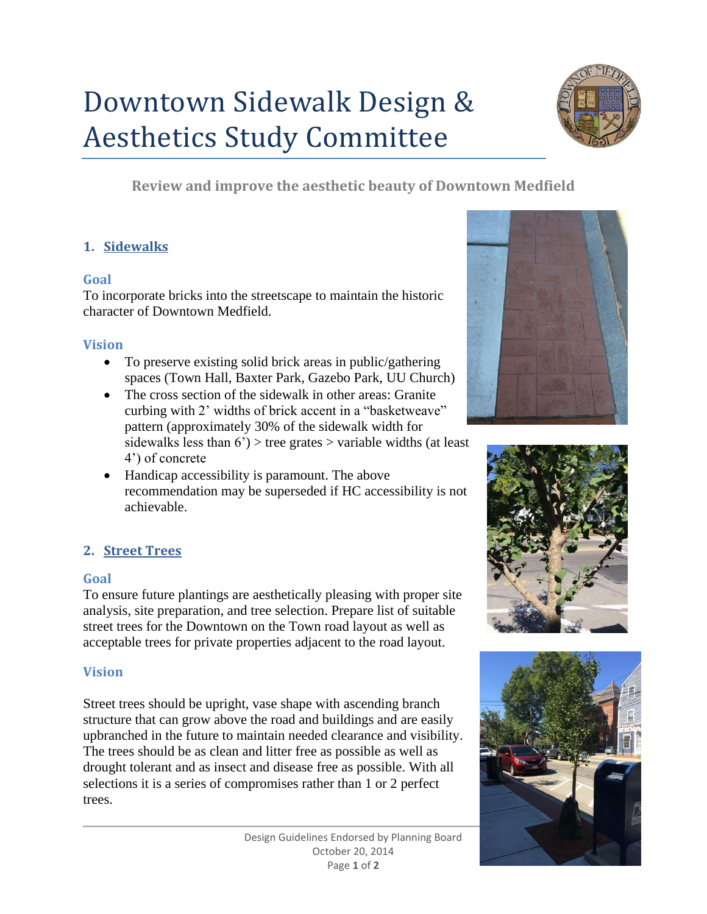# Downtown Sidewalk Design & Aesthetics Study Committee

**Review and improve the aesthetic beauty of Downtown Medfield**

## 1. Sidewalks

### Goal

To incorporate bricks into the streetscape to maintain the historic character of Downtown Medfield.

### Vision

- To preserve existing solid brick areas in public/gathering spaces (Town Hall, Baxter Park, Gazebo Park, UU Church)
- The cross section of the sidewalk in other areas: Granite curbing with 2' widths of brick accent in a "basketweave" pattern (approximately 30% of the sidewalk width for sidewalks less than 6') > tree grates > variable widths (at least 4') of concrete
- Handicap accessibility is paramount. The above recommendation may be superseded if HC accessibility is not achievable.

## 2. Street Trees

### Goal

To ensure future plantings are aesthetically pleasing with proper site analysis, site preparation, and tree selection. Prepare list of suitable street trees for the Downtown on the Town road layout as well as acceptable trees for private properties adjacent to the road layout.

### Vision

Street trees should be upright, vase shape with ascending branch structure that can grow above the road and buildings and are easily upbranched in the future to maintain needed clearance and visibility. The trees should be as clean and litter free as possible as well as drought tolerant and as insect and disease free as possible. With all selections it is a series of compromises rather than 1 or 2 perfect trees.

Design Guidelines Endorsed by Planning Board
October 20, 2014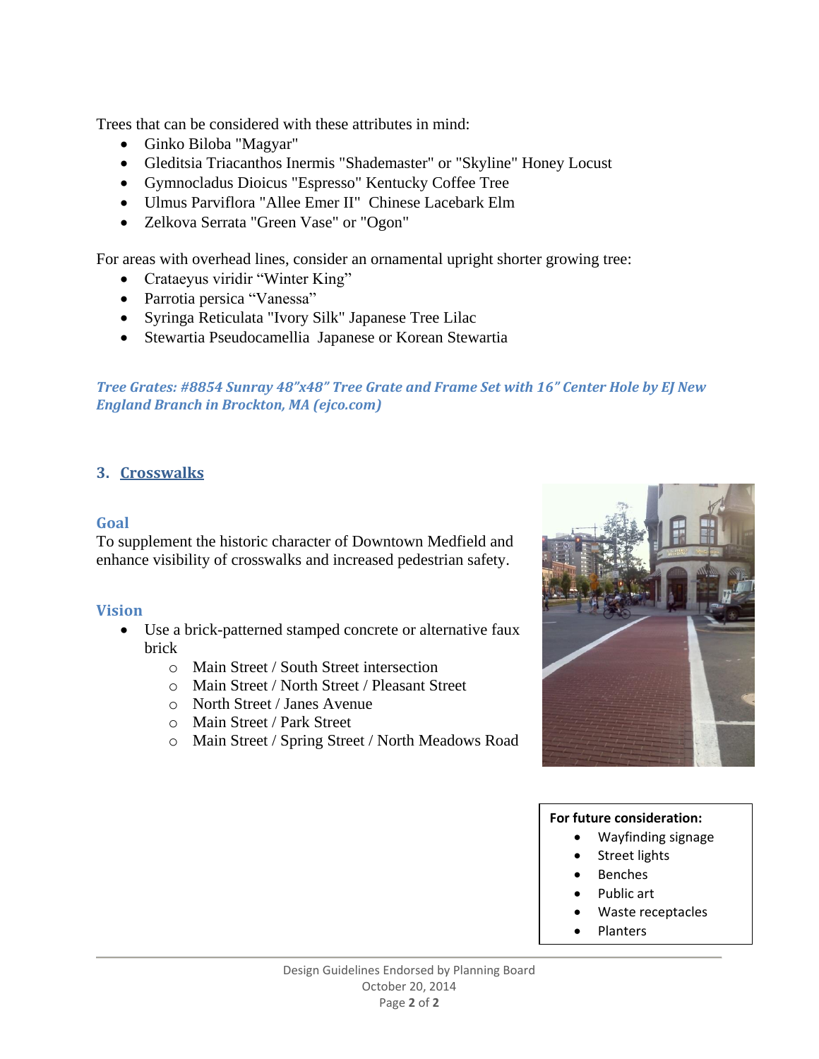Trees that can be considered with these attributes in mind:

- Ginko Biloba "Magyar"
- Gleditsia Triacanthos Inermis "Shademaster" or "Skyline" Honey Locust
- Gymnocladus Dioicus "Espresso" Kentucky Coffee Tree
- Ulmus Parviflora "Allee Emer II" Chinese Lacebark Elm
- Zelkova Serrata "Green Vase" or "Ogon"

For areas with overhead lines, consider an ornamental upright shorter growing tree:

- Crataeyus viridir "Winter King"
- Parrotia persica "Vanessa"
- Syringa Reticulata "Ivory Silk" Japanese Tree Lilac
- Stewartia Pseudocamellia Japanese or Korean Stewartia

***Tree Grates: #8854 Sunray 48"x48" Tree Grate and Frame Set with 16" Center Hole by EJ New England Branch in Brockton, MA (ejco.com)***

## 3. Crosswalks

### Goal

To supplement the historic character of Downtown Medfield and enhance visibility of crosswalks and increased pedestrian safety.

### Vision

- Use a brick-patterned stamped concrete or alternative faux brick
  - Main Street / South Street intersection
  - Main Street / North Street / Pleasant Street
  - North Street / Janes Avenue
  - Main Street / Park Street
  - Main Street / Spring Street / North Meadows Road

**For future consideration:**

- Wayfinding signage
- Street lights
- Benches
- Public art
- Waste receptacles
- Planters

Design Guidelines Endorsed by Planning Board
October 20, 2014